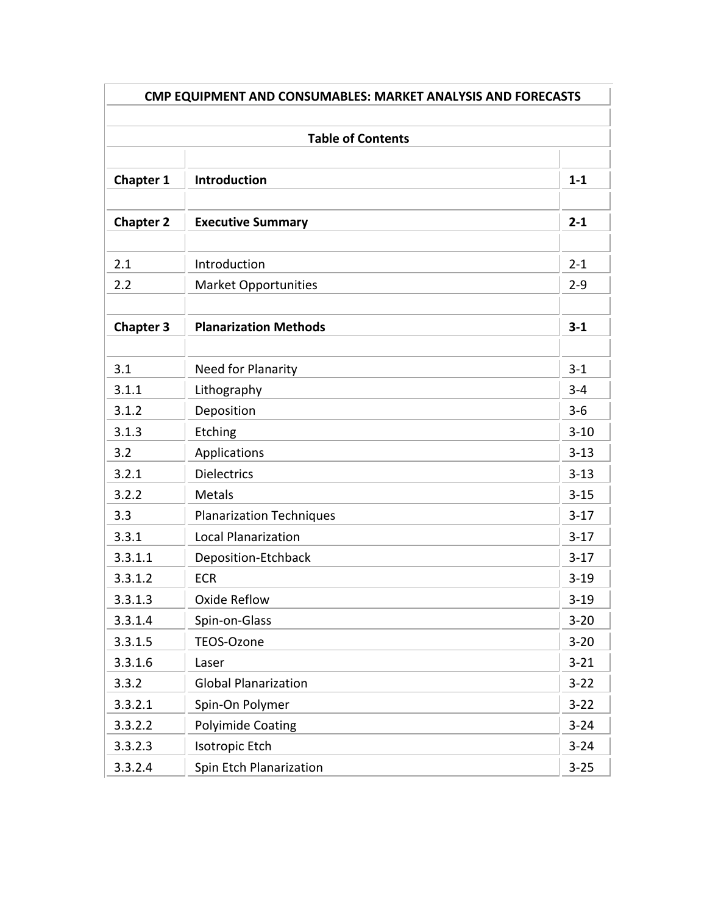# CMP EQUIPMENT AND CONSUMABLES: MARKET ANALYSIS AND FORECASTS

## Table of Contents

| | | |
|---|---|---|
| **Chapter 1** | **Introduction** | **1-1** |
| | | |
| **Chapter 2** | **Executive Summary** | **2-1** |
| | | |
| 2.1 | Introduction | 2-1 |
| 2.2 | Market Opportunities | 2-9 |
| | | |
| **Chapter 3** | **Planarization Methods** | **3-1** |
| | | |
| 3.1 | Need for Planarity | 3-1 |
| 3.1.1 | Lithography | 3-4 |
| 3.1.2 | Deposition | 3-6 |
| 3.1.3 | Etching | 3-10 |
| 3.2 | Applications | 3-13 |
| 3.2.1 | Dielectrics | 3-13 |
| 3.2.2 | Metals | 3-15 |
| 3.3 | Planarization Techniques | 3-17 |
| 3.3.1 | Local Planarization | 3-17 |
| 3.3.1.1 | Deposition-Etchback | 3-17 |
| 3.3.1.2 | ECR | 3-19 |
| 3.3.1.3 | Oxide Reflow | 3-19 |
| 3.3.1.4 | Spin-on-Glass | 3-20 |
| 3.3.1.5 | TEOS-Ozone | 3-20 |
| 3.3.1.6 | Laser | 3-21 |
| 3.3.2 | Global Planarization | 3-22 |
| 3.3.2.1 | Spin-On Polymer | 3-22 |
| 3.3.2.2 | Polyimide Coating | 3-24 |
| 3.3.2.3 | Isotropic Etch | 3-24 |
| 3.3.2.4 | Spin Etch Planarization | 3-25 |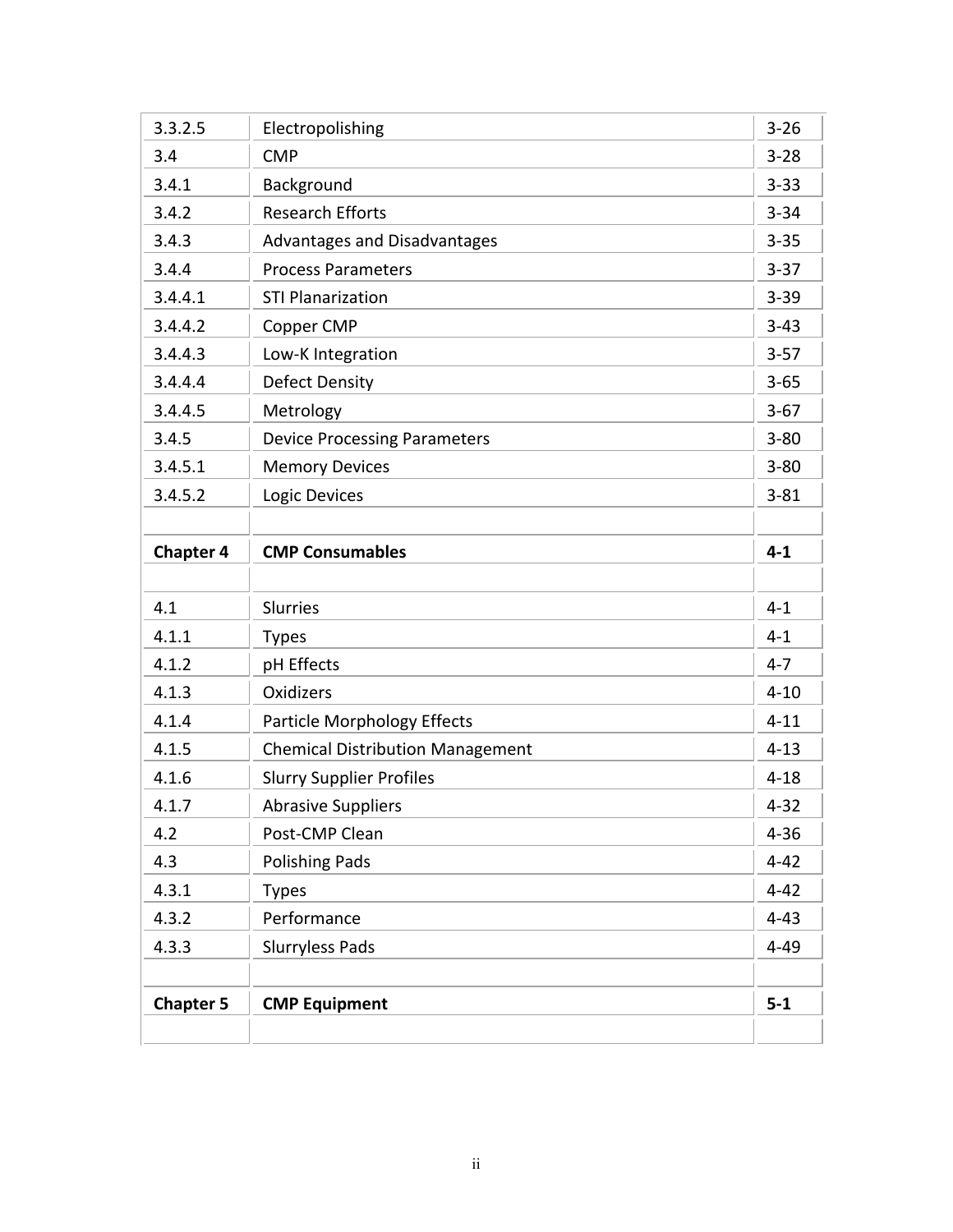| | | |
|---|---|---|
| 3.3.2.5 | Electropolishing | 3-26 |
| 3.4 | CMP | 3-28 |
| 3.4.1 | Background | 3-33 |
| 3.4.2 | Research Efforts | 3-34 |
| 3.4.3 | Advantages and Disadvantages | 3-35 |
| 3.4.4 | Process Parameters | 3-37 |
| 3.4.4.1 | STI Planarization | 3-39 |
| 3.4.4.2 | Copper CMP | 3-43 |
| 3.4.4.3 | Low-K Integration | 3-57 |
| 3.4.4.4 | Defect Density | 3-65 |
| 3.4.4.5 | Metrology | 3-67 |
| 3.4.5 | Device Processing Parameters | 3-80 |
| 3.4.5.1 | Memory Devices | 3-80 |
| 3.4.5.2 | Logic Devices | 3-81 |
| | | |
| **Chapter 4** | **CMP Consumables** | **4-1** |
| | | |
| 4.1 | Slurries | 4-1 |
| 4.1.1 | Types | 4-1 |
| 4.1.2 | pH Effects | 4-7 |
| 4.1.3 | Oxidizers | 4-10 |
| 4.1.4 | Particle Morphology Effects | 4-11 |
| 4.1.5 | Chemical Distribution Management | 4-13 |
| 4.1.6 | Slurry Supplier Profiles | 4-18 |
| 4.1.7 | Abrasive Suppliers | 4-32 |
| 4.2 | Post-CMP Clean | 4-36 |
| 4.3 | Polishing Pads | 4-42 |
| 4.3.1 | Types | 4-42 |
| 4.3.2 | Performance | 4-43 |
| 4.3.3 | Slurryless Pads | 4-49 |
| | | |
| **Chapter 5** | **CMP Equipment** | **5-1** |
| | | |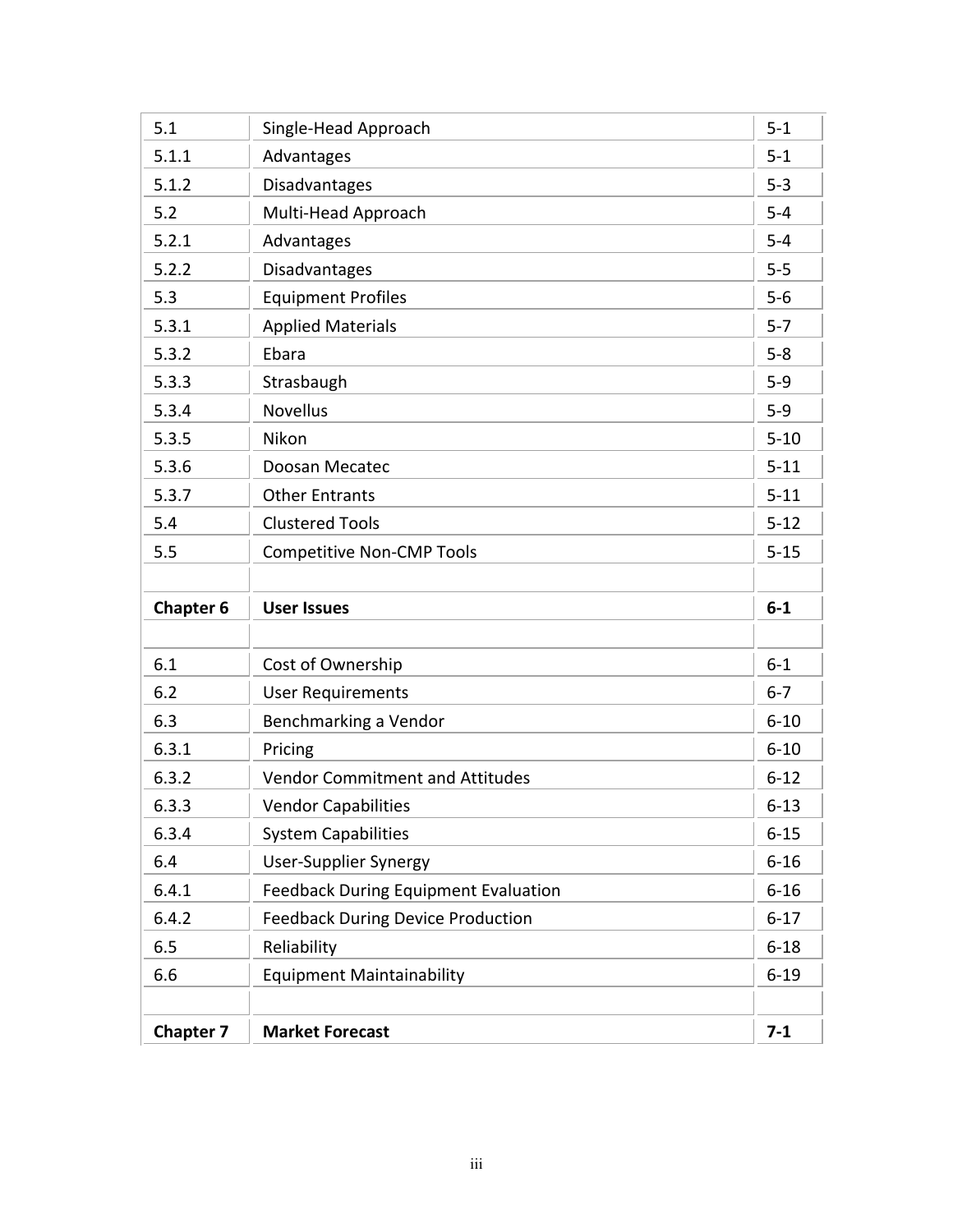| | | |
|---|---|---|
| 5.1 | Single-Head Approach | 5-1 |
| 5.1.1 | Advantages | 5-1 |
| 5.1.2 | Disadvantages | 5-3 |
| 5.2 | Multi-Head Approach | 5-4 |
| 5.2.1 | Advantages | 5-4 |
| 5.2.2 | Disadvantages | 5-5 |
| 5.3 | Equipment Profiles | 5-6 |
| 5.3.1 | Applied Materials | 5-7 |
| 5.3.2 | Ebara | 5-8 |
| 5.3.3 | Strasbaugh | 5-9 |
| 5.3.4 | Novellus | 5-9 |
| 5.3.5 | Nikon | 5-10 |
| 5.3.6 | Doosan Mecatec | 5-11 |
| 5.3.7 | Other Entrants | 5-11 |
| 5.4 | Clustered Tools | 5-12 |
| 5.5 | Competitive Non-CMP Tools | 5-15 |
| | | |
| **Chapter 6** | **User Issues** | **6-1** |
| | | |
| 6.1 | Cost of Ownership | 6-1 |
| 6.2 | User Requirements | 6-7 |
| 6.3 | Benchmarking a Vendor | 6-10 |
| 6.3.1 | Pricing | 6-10 |
| 6.3.2 | Vendor Commitment and Attitudes | 6-12 |
| 6.3.3 | Vendor Capabilities | 6-13 |
| 6.3.4 | System Capabilities | 6-15 |
| 6.4 | User-Supplier Synergy | 6-16 |
| 6.4.1 | Feedback During Equipment Evaluation | 6-16 |
| 6.4.2 | Feedback During Device Production | 6-17 |
| 6.5 | Reliability | 6-18 |
| 6.6 | Equipment Maintainability | 6-19 |
| | | |
| **Chapter 7** | **Market Forecast** | **7-1** |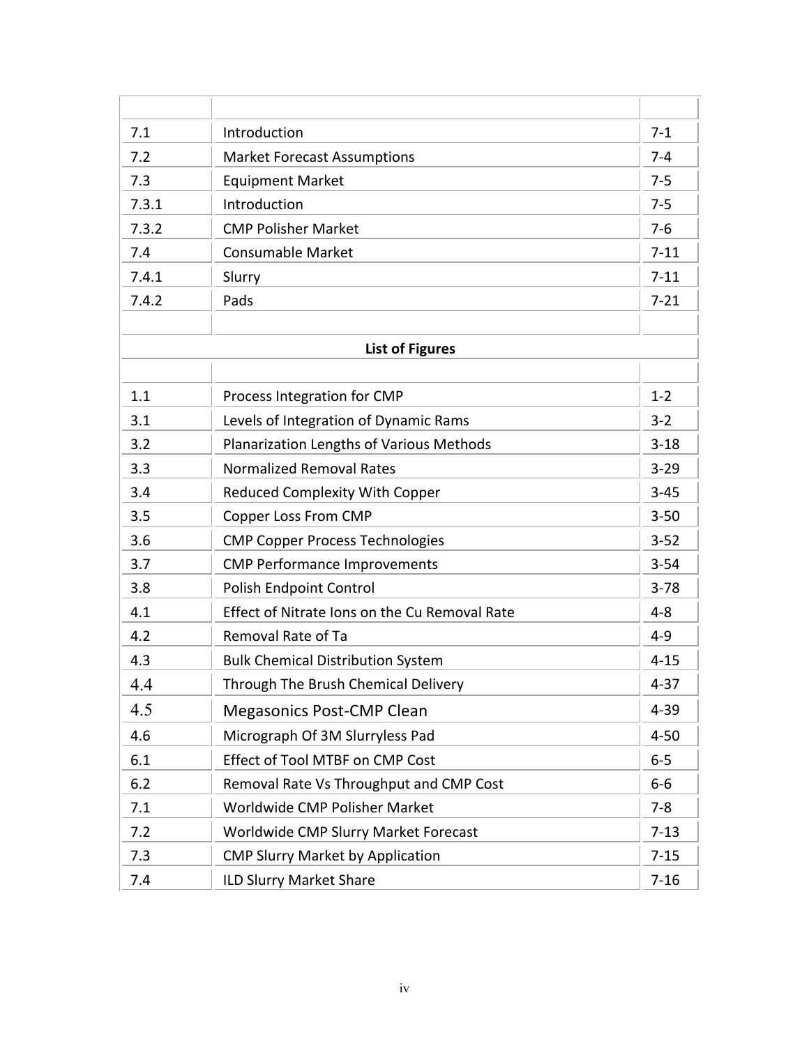| | | |
|---|---|---|
| 7.1 | Introduction | 7-1 |
| 7.2 | Market Forecast Assumptions | 7-4 |
| 7.3 | Equipment Market | 7-5 |
| 7.3.1 | Introduction | 7-5 |
| 7.3.2 | CMP Polisher Market | 7-6 |
| 7.4 | Consumable Market | 7-11 |
| 7.4.1 | Slurry | 7-11 |
| 7.4.2 | Pads | 7-21 |

## List of Figures

| | | |
|---|---|---|
| 1.1 | Process Integration for CMP | 1-2 |
| 3.1 | Levels of Integration of Dynamic Rams | 3-2 |
| 3.2 | Planarization Lengths of Various Methods | 3-18 |
| 3.3 | Normalized Removal Rates | 3-29 |
| 3.4 | Reduced Complexity With Copper | 3-45 |
| 3.5 | Copper Loss From CMP | 3-50 |
| 3.6 | CMP Copper Process Technologies | 3-52 |
| 3.7 | CMP Performance Improvements | 3-54 |
| 3.8 | Polish Endpoint Control | 3-78 |
| 4.1 | Effect of Nitrate Ions on the Cu Removal Rate | 4-8 |
| 4.2 | Removal Rate of Ta | 4-9 |
| 4.3 | Bulk Chemical Distribution System | 4-15 |
| 4.4 | Through The Brush Chemical Delivery | 4-37 |
| 4.5 | Megasonics Post-CMP Clean | 4-39 |
| 4.6 | Micrograph Of 3M Slurryless Pad | 4-50 |
| 6.1 | Effect of Tool MTBF on CMP Cost | 6-5 |
| 6.2 | Removal Rate Vs Throughput and CMP Cost | 6-6 |
| 7.1 | Worldwide CMP Polisher Market | 7-8 |
| 7.2 | Worldwide CMP Slurry Market Forecast | 7-13 |
| 7.3 | CMP Slurry Market by Application | 7-15 |
| 7.4 | ILD Slurry Market Share | 7-16 |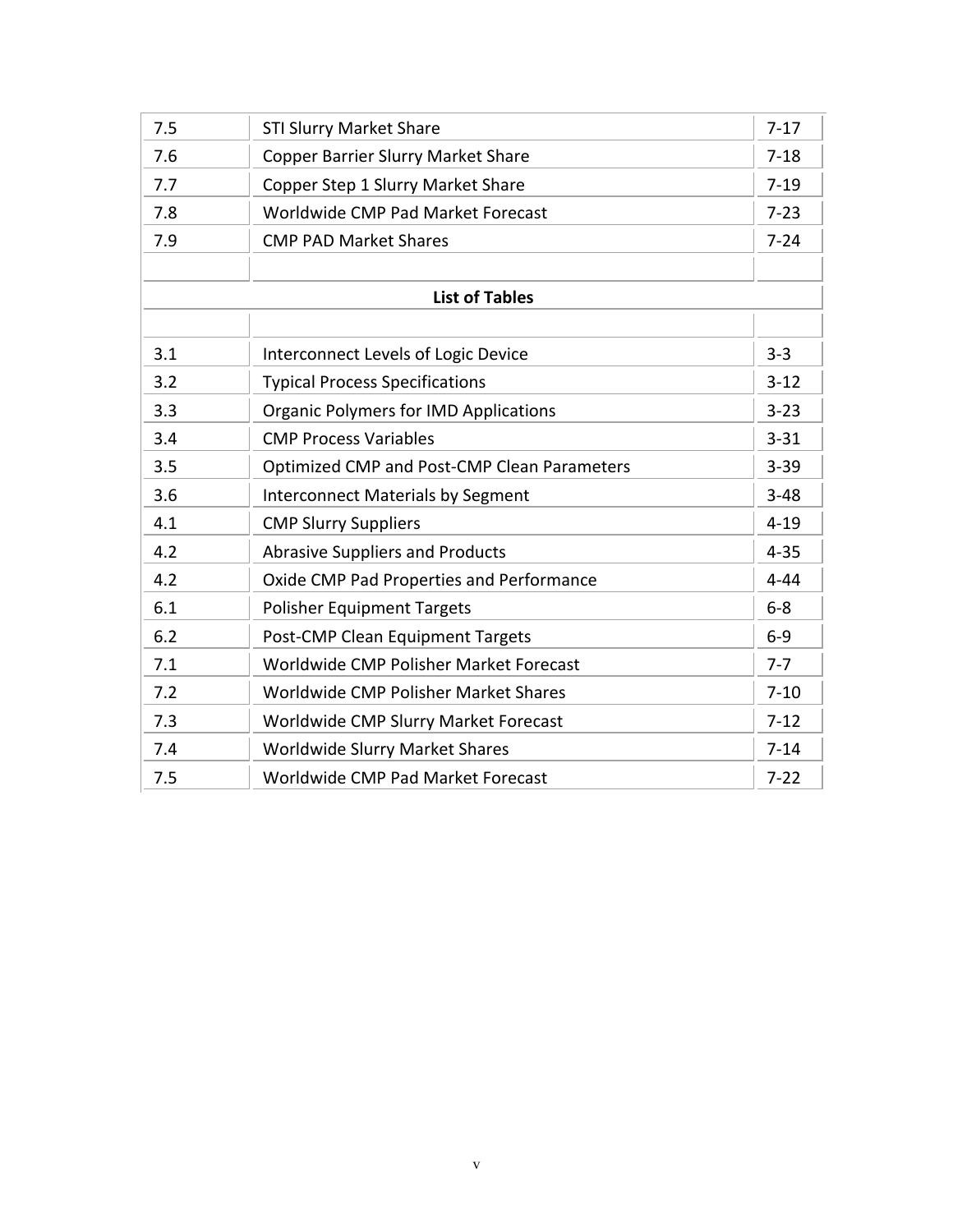| | | |
|---|---|---|
| 7.5 | STI Slurry Market Share | 7-17 |
| 7.6 | Copper Barrier Slurry Market Share | 7-18 |
| 7.7 | Copper Step 1 Slurry Market Share | 7-19 |
| 7.8 | Worldwide CMP Pad Market Forecast | 7-23 |
| 7.9 | CMP PAD Market Shares | 7-24 |

**List of Tables**

| | | |
|---|---|---|
| 3.1 | Interconnect Levels of Logic Device | 3-3 |
| 3.2 | Typical Process Specifications | 3-12 |
| 3.3 | Organic Polymers for IMD Applications | 3-23 |
| 3.4 | CMP Process Variables | 3-31 |
| 3.5 | Optimized CMP and Post-CMP Clean Parameters | 3-39 |
| 3.6 | Interconnect Materials by Segment | 3-48 |
| 4.1 | CMP Slurry Suppliers | 4-19 |
| 4.2 | Abrasive Suppliers and Products | 4-35 |
| 4.2 | Oxide CMP Pad Properties and Performance | 4-44 |
| 6.1 | Polisher Equipment Targets | 6-8 |
| 6.2 | Post-CMP Clean Equipment Targets | 6-9 |
| 7.1 | Worldwide CMP Polisher Market Forecast | 7-7 |
| 7.2 | Worldwide CMP Polisher Market Shares | 7-10 |
| 7.3 | Worldwide CMP Slurry Market Forecast | 7-12 |
| 7.4 | Worldwide Slurry Market Shares | 7-14 |
| 7.5 | Worldwide CMP Pad Market Forecast | 7-22 |